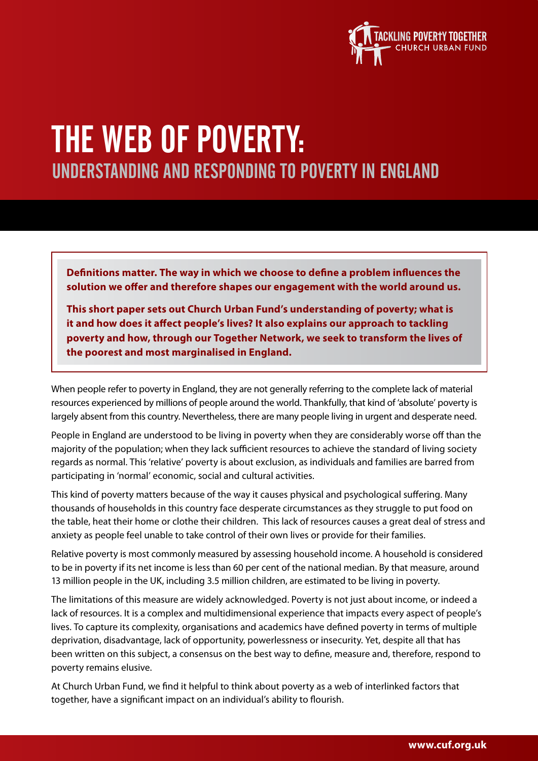TACKLING POVERTY TOGETHER
CHURCH URBAN FUND

# THE WEB OF POVERTY:
## UNDERSTANDING AND RESPONDING TO POVERTY IN ENGLAND

**Definitions matter. The way in which we choose to define a problem influences the solution we offer and therefore shapes our engagement with the world around us.**

**This short paper sets out Church Urban Fund's understanding of poverty; what is it and how does it affect people's lives? It also explains our approach to tackling poverty and how, through our Together Network, we seek to transform the lives of the poorest and most marginalised in England.**

When people refer to poverty in England, they are not generally referring to the complete lack of material resources experienced by millions of people around the world. Thankfully, that kind of 'absolute' poverty is largely absent from this country. Nevertheless, there are many people living in urgent and desperate need.

People in England are understood to be living in poverty when they are considerably worse off than the majority of the population; when they lack sufficient resources to achieve the standard of living society regards as normal. This 'relative' poverty is about exclusion, as individuals and families are barred from participating in 'normal' economic, social and cultural activities.

This kind of poverty matters because of the way it causes physical and psychological suffering. Many thousands of households in this country face desperate circumstances as they struggle to put food on the table, heat their home or clothe their children. This lack of resources causes a great deal of stress and anxiety as people feel unable to take control of their own lives or provide for their families.

Relative poverty is most commonly measured by assessing household income. A household is considered to be in poverty if its net income is less than 60 per cent of the national median. By that measure, around 13 million people in the UK, including 3.5 million children, are estimated to be living in poverty.

The limitations of this measure are widely acknowledged. Poverty is not just about income, or indeed a lack of resources. It is a complex and multidimensional experience that impacts every aspect of people's lives. To capture its complexity, organisations and academics have defined poverty in terms of multiple deprivation, disadvantage, lack of opportunity, powerlessness or insecurity. Yet, despite all that has been written on this subject, a consensus on the best way to define, measure and, therefore, respond to poverty remains elusive.

At Church Urban Fund, we find it helpful to think about poverty as a web of interlinked factors that together, have a significant impact on an individual's ability to flourish.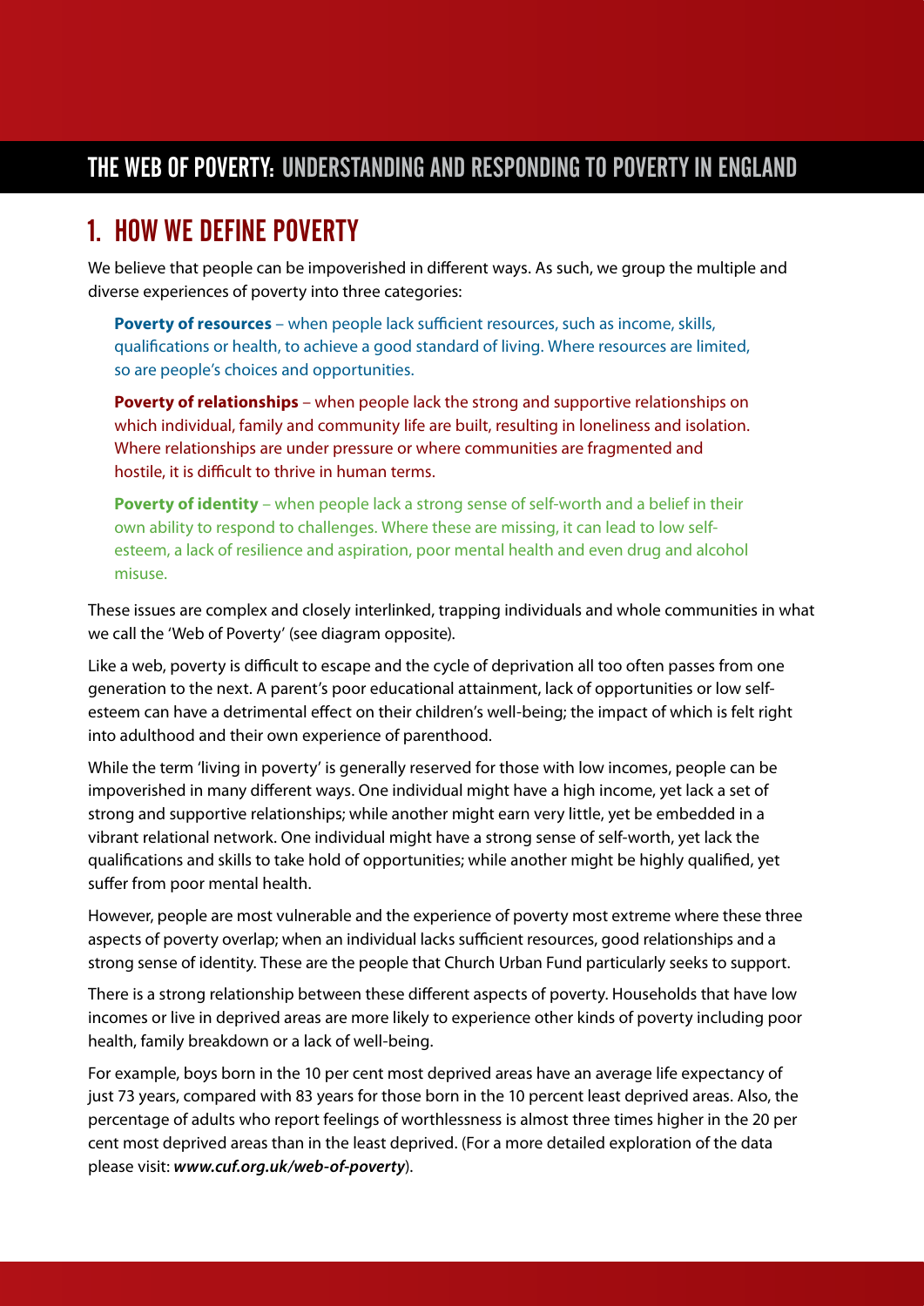## 1. HOW WE DEFINE POVERTY

We believe that people can be impoverished in different ways. As such, we group the multiple and diverse experiences of poverty into three categories:

**Poverty of resources** – when people lack sufficient resources, such as income, skills, qualifications or health, to achieve a good standard of living. Where resources are limited, so are people's choices and opportunities.

**Poverty of relationships** – when people lack the strong and supportive relationships on which individual, family and community life are built, resulting in loneliness and isolation. Where relationships are under pressure or where communities are fragmented and hostile, it is difficult to thrive in human terms.

**Poverty of identity** – when people lack a strong sense of self-worth and a belief in their own ability to respond to challenges. Where these are missing, it can lead to low self-esteem, a lack of resilience and aspiration, poor mental health and even drug and alcohol misuse.

These issues are complex and closely interlinked, trapping individuals and whole communities in what we call the 'Web of Poverty' (see diagram opposite).

Like a web, poverty is difficult to escape and the cycle of deprivation all too often passes from one generation to the next. A parent's poor educational attainment, lack of opportunities or low self-esteem can have a detrimental effect on their children's well-being; the impact of which is felt right into adulthood and their own experience of parenthood.

While the term 'living in poverty' is generally reserved for those with low incomes, people can be impoverished in many different ways. One individual might have a high income, yet lack a set of strong and supportive relationships; while another might earn very little, yet be embedded in a vibrant relational network. One individual might have a strong sense of self-worth, yet lack the qualifications and skills to take hold of opportunities; while another might be highly qualified, yet suffer from poor mental health.

However, people are most vulnerable and the experience of poverty most extreme where these three aspects of poverty overlap; when an individual lacks sufficient resources, good relationships and a strong sense of identity. These are the people that Church Urban Fund particularly seeks to support.

There is a strong relationship between these different aspects of poverty. Households that have low incomes or live in deprived areas are more likely to experience other kinds of poverty including poor health, family breakdown or a lack of well-being.

For example, boys born in the 10 per cent most deprived areas have an average life expectancy of just 73 years, compared with 83 years for those born in the 10 percent least deprived areas. Also, the percentage of adults who report feelings of worthlessness is almost three times higher in the 20 per cent most deprived areas than in the least deprived. (For a more detailed exploration of the data please visit: ***www.cuf.org.uk/web-of-poverty***).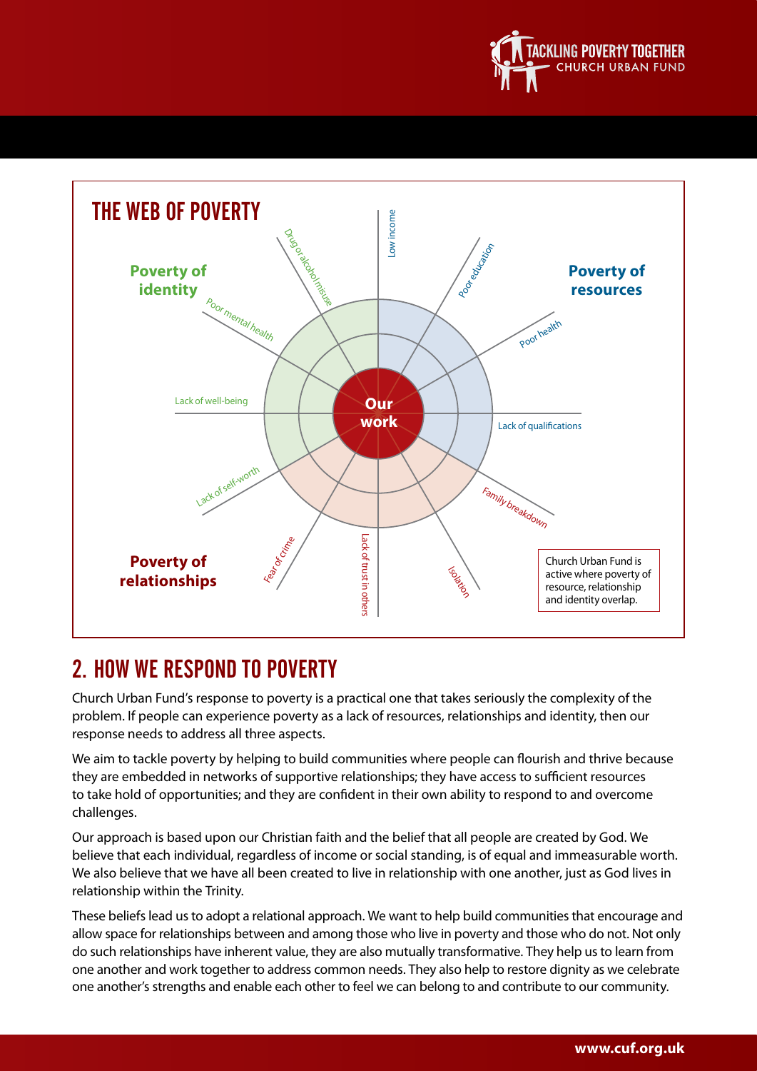## THE WEB OF POVERTY

**Poverty of identity**

**Poverty of resources**

**Poverty of relationships**

**Our work**

Low income

Poor education

Poor health

Lack of qualifications

Family breakdown

Isolation

Lack of trust in others

Fear of crime

Lack of self-worth

Lack of well-being

Poor mental health

Drug or alcohol misuse

Church Urban Fund is active where poverty of resource, relationship and identity overlap.

## 2. HOW WE RESPOND TO POVERTY

Church Urban Fund's response to poverty is a practical one that takes seriously the complexity of the problem. If people can experience poverty as a lack of resources, relationships and identity, then our response needs to address all three aspects.

We aim to tackle poverty by helping to build communities where people can flourish and thrive because they are embedded in networks of supportive relationships; they have access to sufficient resources to take hold of opportunities; and they are confident in their own ability to respond to and overcome challenges.

Our approach is based upon our Christian faith and the belief that all people are created by God. We believe that each individual, regardless of income or social standing, is of equal and immeasurable worth. We also believe that we have all been created to live in relationship with one another, just as God lives in relationship within the Trinity.

These beliefs lead us to adopt a relational approach. We want to help build communities that encourage and allow space for relationships between and among those who live in poverty and those who do not. Not only do such relationships have inherent value, they are also mutually transformative. They help us to learn from one another and work together to address common needs. They also help to restore dignity as we celebrate one another's strengths and enable each other to feel we can belong to and contribute to our community.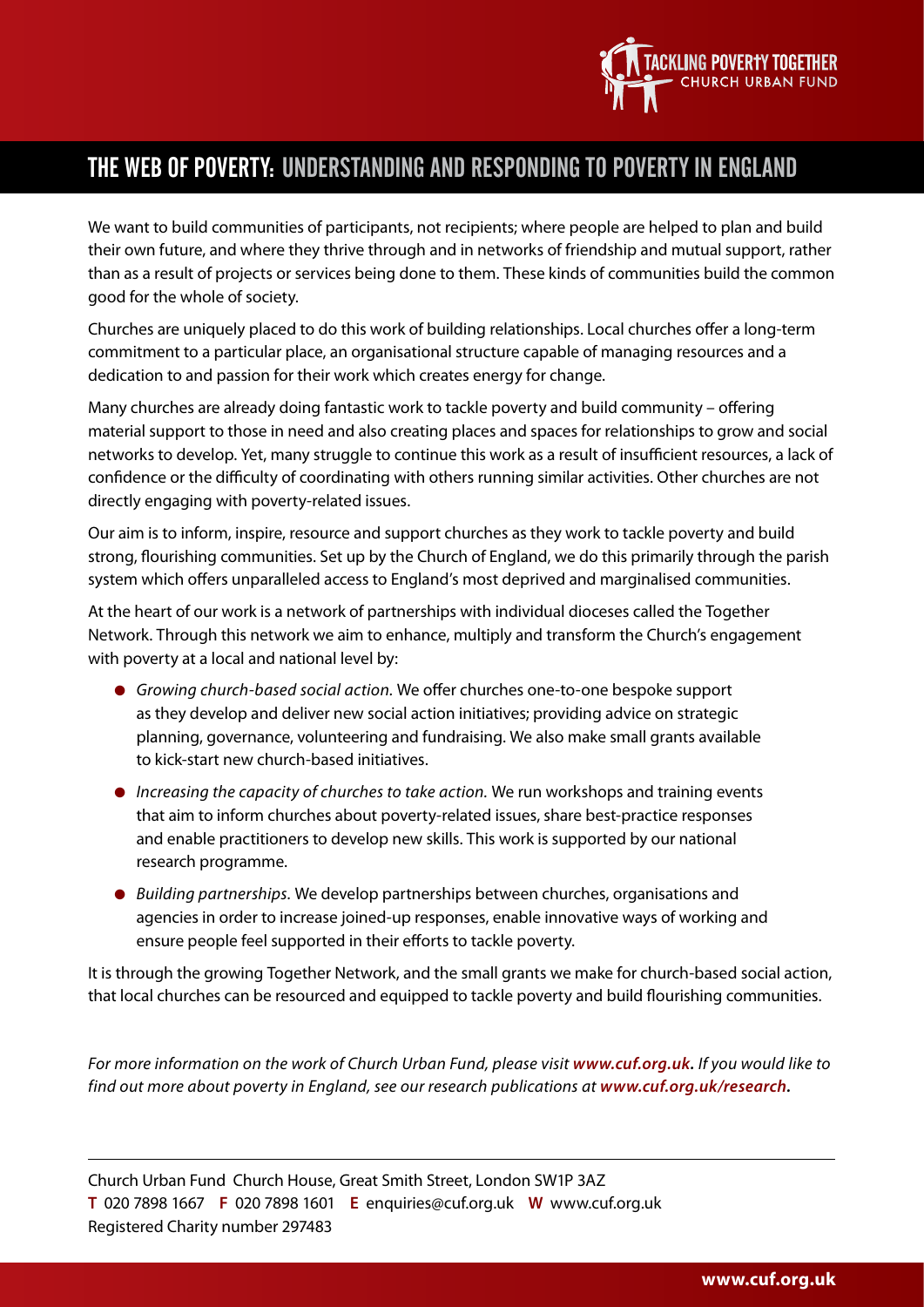# THE WEB OF POVERTY: UNDERSTANDING AND RESPONDING TO POVERTY IN ENGLAND

We want to build communities of participants, not recipients; where people are helped to plan and build their own future, and where they thrive through and in networks of friendship and mutual support, rather than as a result of projects or services being done to them. These kinds of communities build the common good for the whole of society.

Churches are uniquely placed to do this work of building relationships. Local churches offer a long-term commitment to a particular place, an organisational structure capable of managing resources and a dedication to and passion for their work which creates energy for change.

Many churches are already doing fantastic work to tackle poverty and build community – offering material support to those in need and also creating places and spaces for relationships to grow and social networks to develop. Yet, many struggle to continue this work as a result of insufficient resources, a lack of confidence or the difficulty of coordinating with others running similar activities. Other churches are not directly engaging with poverty-related issues.

Our aim is to inform, inspire, resource and support churches as they work to tackle poverty and build strong, flourishing communities. Set up by the Church of England, we do this primarily through the parish system which offers unparalleled access to England's most deprived and marginalised communities.

At the heart of our work is a network of partnerships with individual dioceses called the Together Network. Through this network we aim to enhance, multiply and transform the Church's engagement with poverty at a local and national level by:

- *Growing church-based social action.* We offer churches one-to-one bespoke support as they develop and deliver new social action initiatives; providing advice on strategic planning, governance, volunteering and fundraising. We also make small grants available to kick-start new church-based initiatives.
- *Increasing the capacity of churches to take action.* We run workshops and training events that aim to inform churches about poverty-related issues, share best-practice responses and enable practitioners to develop new skills. This work is supported by our national research programme.
- *Building partnerships*. We develop partnerships between churches, organisations and agencies in order to increase joined-up responses, enable innovative ways of working and ensure people feel supported in their efforts to tackle poverty.

It is through the growing Together Network, and the small grants we make for church-based social action, that local churches can be resourced and equipped to tackle poverty and build flourishing communities.

*For more information on the work of Church Urban Fund, please visit* ***www.cuf.org.uk****. If you would like to find out more about poverty in England, see our research publications at* ***www.cuf.org.uk/research****.*

Church Urban Fund Church House, Great Smith Street, London SW1P 3AZ
**T** 020 7898 1667 **F** 020 7898 1601 **E** enquiries@cuf.org.uk **W** www.cuf.org.uk
Registered Charity number 297483